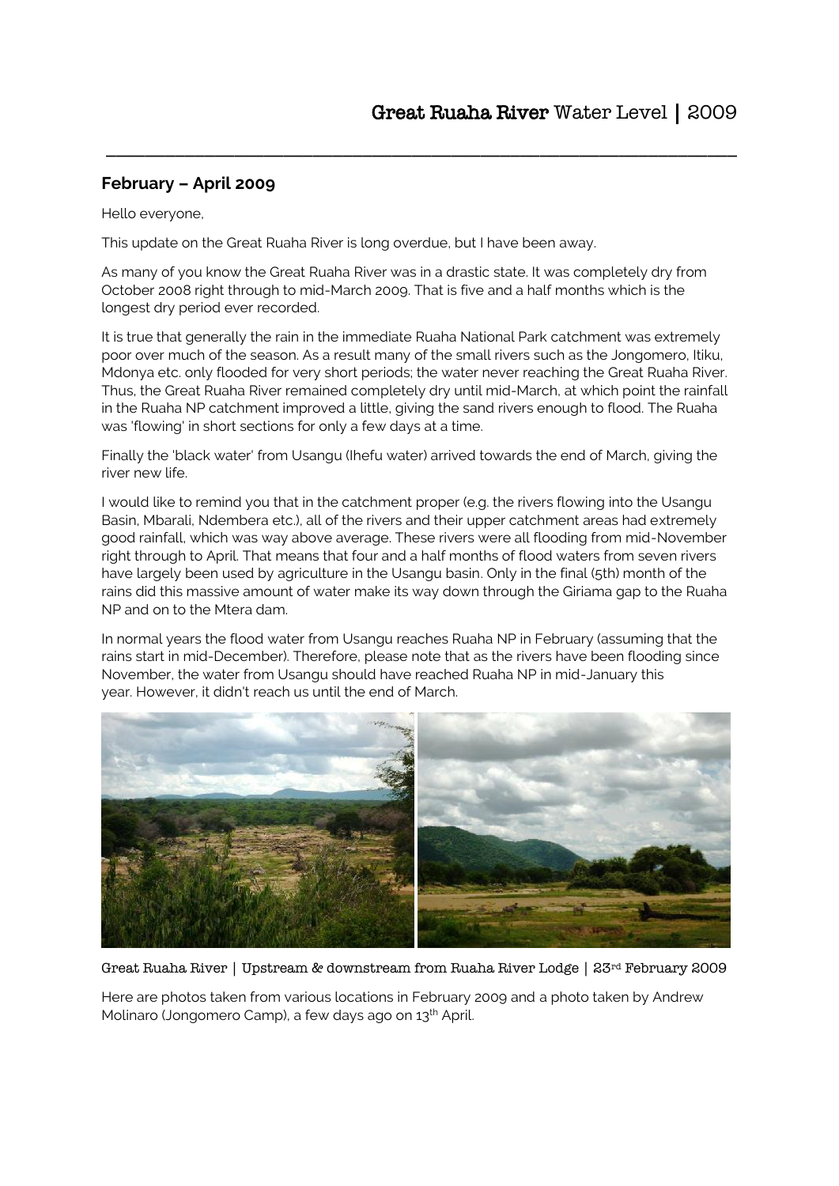# Great Ruaha River Water Level | 2009

## February – April 2009

Hello everyone,

This update on the Great Ruaha River is long overdue, but I have been away.

As many of you know the Great Ruaha River was in a drastic state. It was completely dry from October 2008 right through to mid-March 2009. That is five and a half months which is the longest dry period ever recorded.

It is true that generally the rain in the immediate Ruaha National Park catchment was extremely poor over much of the season. As a result many of the small rivers such as the Jongomero, Itiku, Mdonya etc. only flooded for very short periods; the water never reaching the Great Ruaha River. Thus, the Great Ruaha River remained completely dry until mid-March, at which point the rainfall in the Ruaha NP catchment improved a little, giving the sand rivers enough to flood. The Ruaha was 'flowing' in short sections for only a few days at a time.

Finally the 'black water' from Usangu (Ihefu water) arrived towards the end of March, giving the river new life.

I would like to remind you that in the catchment proper (e.g. the rivers flowing into the Usangu Basin, Mbarali, Ndembera etc.), all of the rivers and their upper catchment areas had extremely good rainfall, which was way above average. These rivers were all flooding from mid-November right through to April. That means that four and a half months of flood waters from seven rivers have largely been used by agriculture in the Usangu basin. Only in the final (5th) month of the rains did this massive amount of water make its way down through the Giriama gap to the Ruaha NP and on to the Mtera dam.

In normal years the flood water from Usangu reaches Ruaha NP in February (assuming that the rains start in mid-December). Therefore, please note that as the rivers have been flooding since November, the water from Usangu should have reached Ruaha NP in mid-January this year. However, it didn't reach us until the end of March.

Great Ruaha River | Upstream & downstream from Ruaha River Lodge | 23rd February 2009

Here are photos taken from various locations in February 2009 and a photo taken by Andrew Molinaro (Jongomero Camp), a few days ago on 13th April.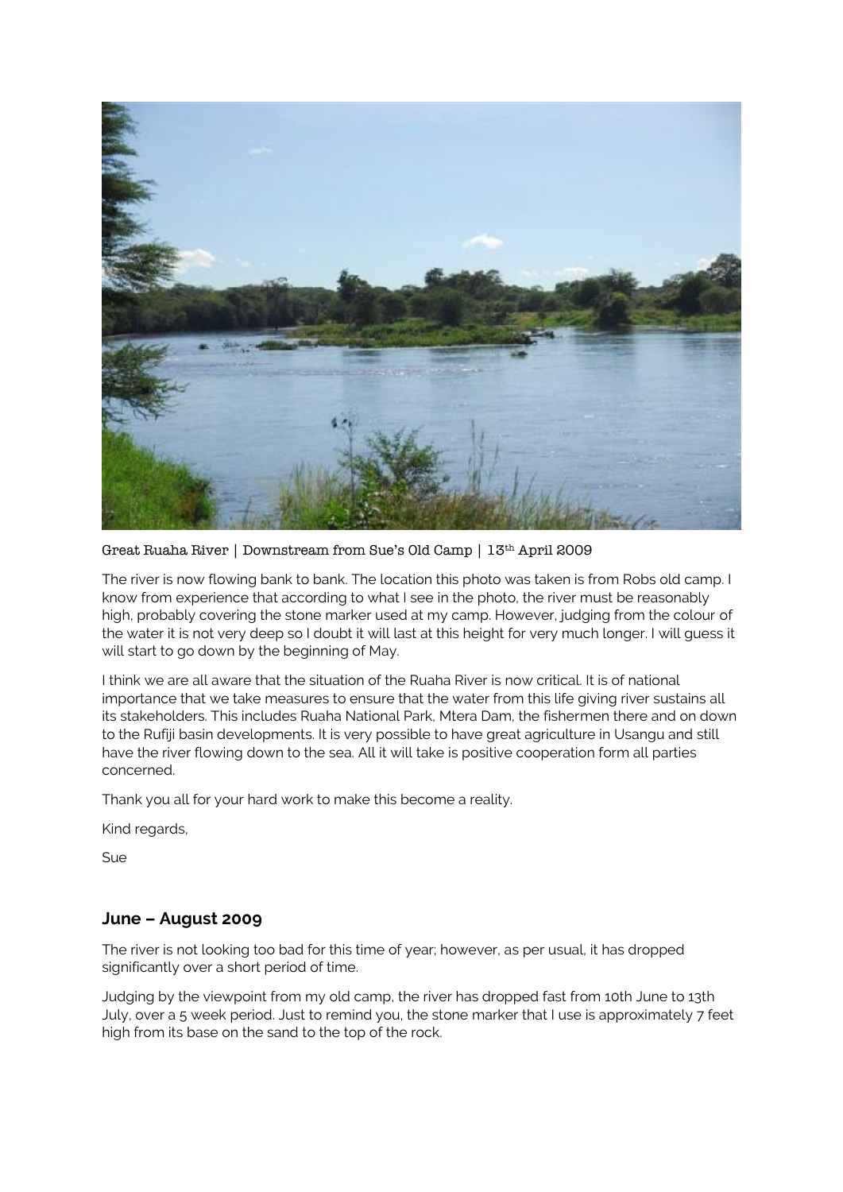Great Ruaha River | Downstream from Sue's Old Camp | 13th April 2009

The river is now flowing bank to bank. The location this photo was taken is from Robs old camp. I know from experience that according to what I see in the photo, the river must be reasonably high, probably covering the stone marker used at my camp. However, judging from the colour of the water it is not very deep so I doubt it will last at this height for very much longer. I will guess it will start to go down by the beginning of May.

I think we are all aware that the situation of the Ruaha River is now critical. It is of national importance that we take measures to ensure that the water from this life giving river sustains all its stakeholders. This includes Ruaha National Park, Mtera Dam, the fishermen there and on down to the Rufiji basin developments. It is very possible to have great agriculture in Usangu and still have the river flowing down to the sea. All it will take is positive cooperation form all parties concerned.

Thank you all for your hard work to make this become a reality.

Kind regards,

Sue

## June – August 2009

The river is not looking too bad for this time of year; however, as per usual, it has dropped significantly over a short period of time.

Judging by the viewpoint from my old camp, the river has dropped fast from 10th June to 13th July, over a 5 week period. Just to remind you, the stone marker that I use is approximately 7 feet high from its base on the sand to the top of the rock.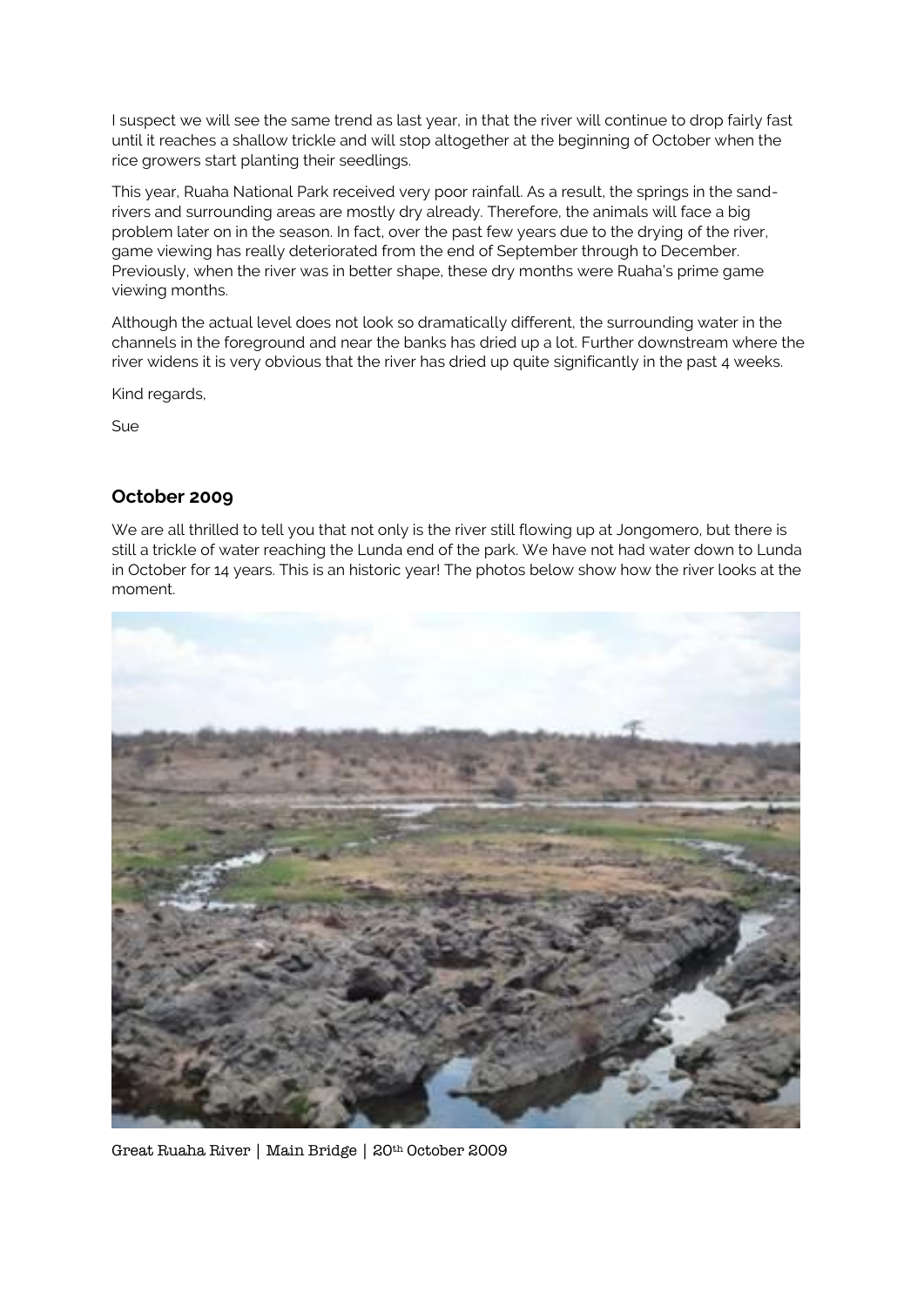I suspect we will see the same trend as last year, in that the river will continue to drop fairly fast until it reaches a shallow trickle and will stop altogether at the beginning of October when the rice growers start planting their seedlings.

This year, Ruaha National Park received very poor rainfall. As a result, the springs in the sand-rivers and surrounding areas are mostly dry already. Therefore, the animals will face a big problem later on in the season. In fact, over the past few years due to the drying of the river, game viewing has really deteriorated from the end of September through to December. Previously, when the river was in better shape, these dry months were Ruaha's prime game viewing months.

Although the actual level does not look so dramatically different, the surrounding water in the channels in the foreground and near the banks has dried up a lot. Further downstream where the river widens it is very obvious that the river has dried up quite significantly in the past 4 weeks.

Kind regards,

Sue

## October 2009

We are all thrilled to tell you that not only is the river still flowing up at Jongomero, but there is still a trickle of water reaching the Lunda end of the park. We have not had water down to Lunda in October for 14 years. This is an historic year! The photos below show how the river looks at the moment.

Great Ruaha River | Main Bridge | 20th October 2009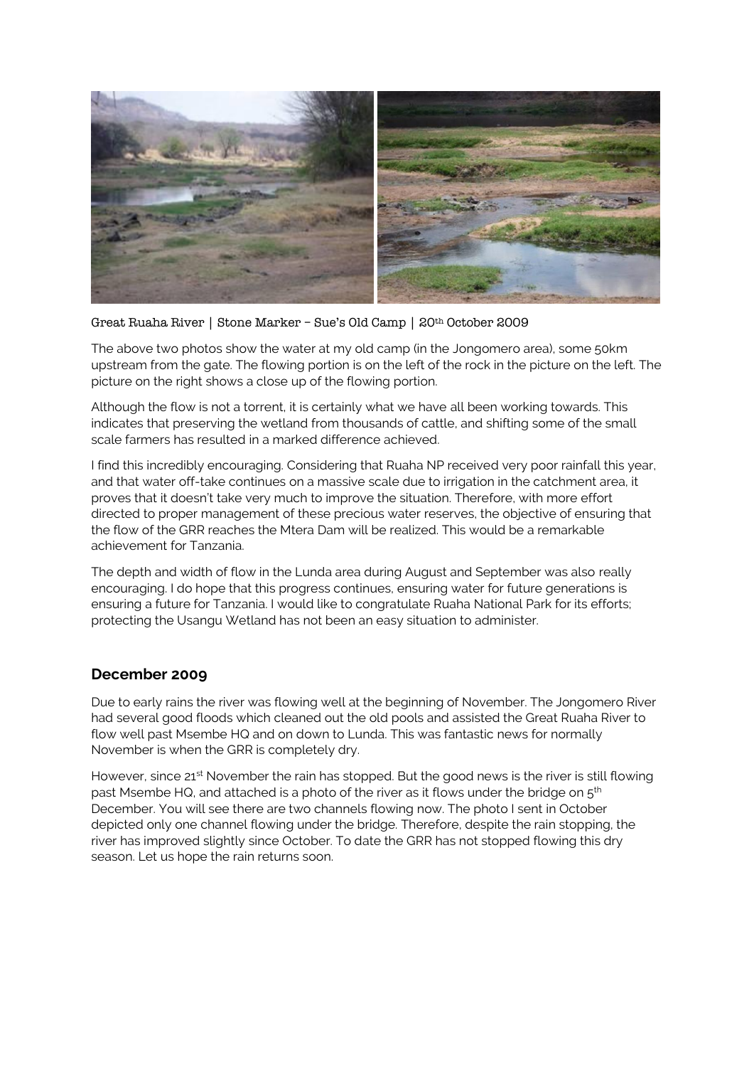Great Ruaha River | Stone Marker – Sue's Old Camp | 20th October 2009

The above two photos show the water at my old camp (in the Jongomero area), some 50km upstream from the gate. The flowing portion is on the left of the rock in the picture on the left. The picture on the right shows a close up of the flowing portion.

Although the flow is not a torrent, it is certainly what we have all been working towards. This indicates that preserving the wetland from thousands of cattle, and shifting some of the small scale farmers has resulted in a marked difference achieved.

I find this incredibly encouraging. Considering that Ruaha NP received very poor rainfall this year, and that water off-take continues on a massive scale due to irrigation in the catchment area, it proves that it doesn't take very much to improve the situation. Therefore, with more effort directed to proper management of these precious water reserves, the objective of ensuring that the flow of the GRR reaches the Mtera Dam will be realized. This would be a remarkable achievement for Tanzania.

The depth and width of flow in the Lunda area during August and September was also really encouraging. I do hope that this progress continues, ensuring water for future generations is ensuring a future for Tanzania. I would like to congratulate Ruaha National Park for its efforts; protecting the Usangu Wetland has not been an easy situation to administer.

## December 2009

Due to early rains the river was flowing well at the beginning of November. The Jongomero River had several good floods which cleaned out the old pools and assisted the Great Ruaha River to flow well past Msembe HQ and on down to Lunda. This was fantastic news for normally November is when the GRR is completely dry.

However, since 21st November the rain has stopped. But the good news is the river is still flowing past Msembe HQ, and attached is a photo of the river as it flows under the bridge on 5th December. You will see there are two channels flowing now. The photo I sent in October depicted only one channel flowing under the bridge. Therefore, despite the rain stopping, the river has improved slightly since October. To date the GRR has not stopped flowing this dry season. Let us hope the rain returns soon.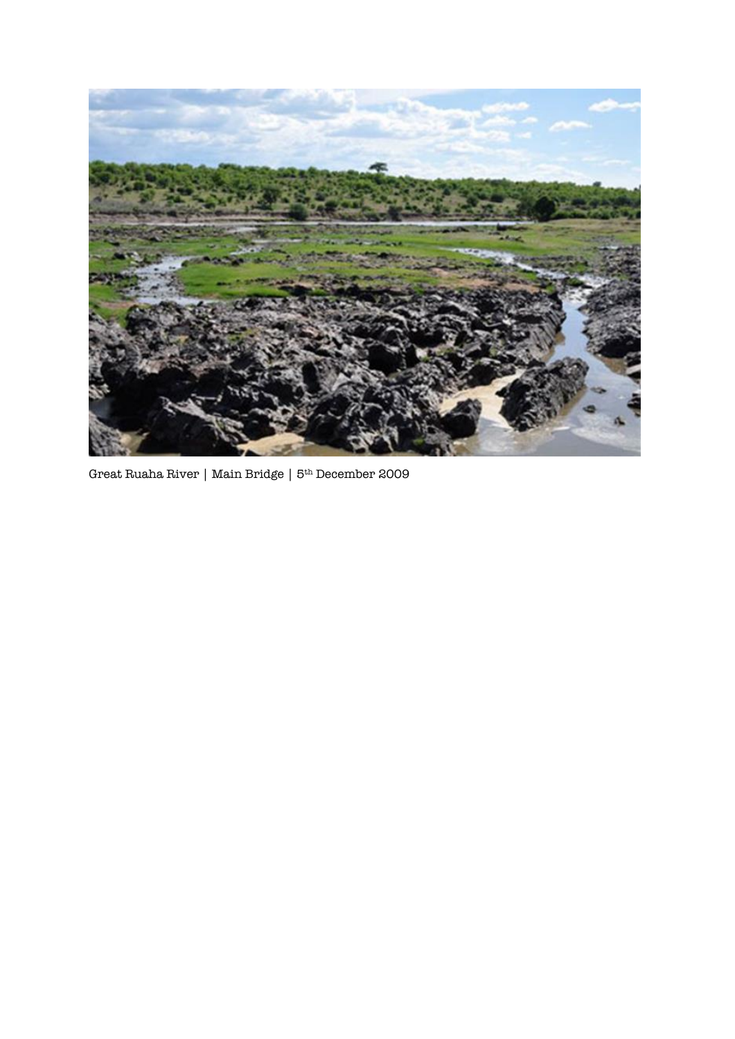Great Ruaha River | Main Bridge | 5th December 2009